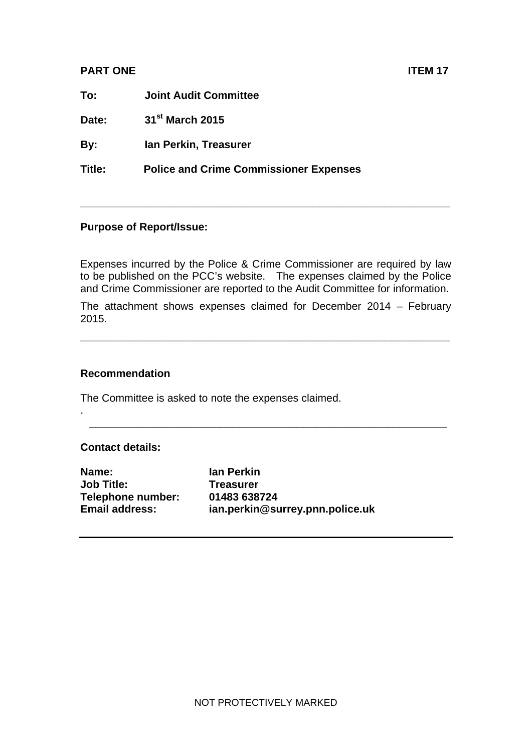**PART ONE** **ITEM 17**

**To:** **Joint Audit Committee**

**Date:** **31st March 2015**

**By:** **Ian Perkin, Treasurer**

**Title:** **Police and Crime Commissioner Expenses**

---

**Purpose of Report/Issue:**

Expenses incurred by the Police & Crime Commissioner are required by law to be published on the PCC's website. The expenses claimed by the Police and Crime Commissioner are reported to the Audit Committee for information.

The attachment shows expenses claimed for December 2014 – February 2015.

---

**Recommendation**

The Committee is asked to note the expenses claimed.

.

---

**Contact details:**

**Name:** **Ian Perkin**
**Job Title:** **Treasurer**
**Telephone number:** **01483 638724**
**Email address:** **ian.perkin@surrey.pnn.police.uk**

---

NOT PROTECTIVELY MARKED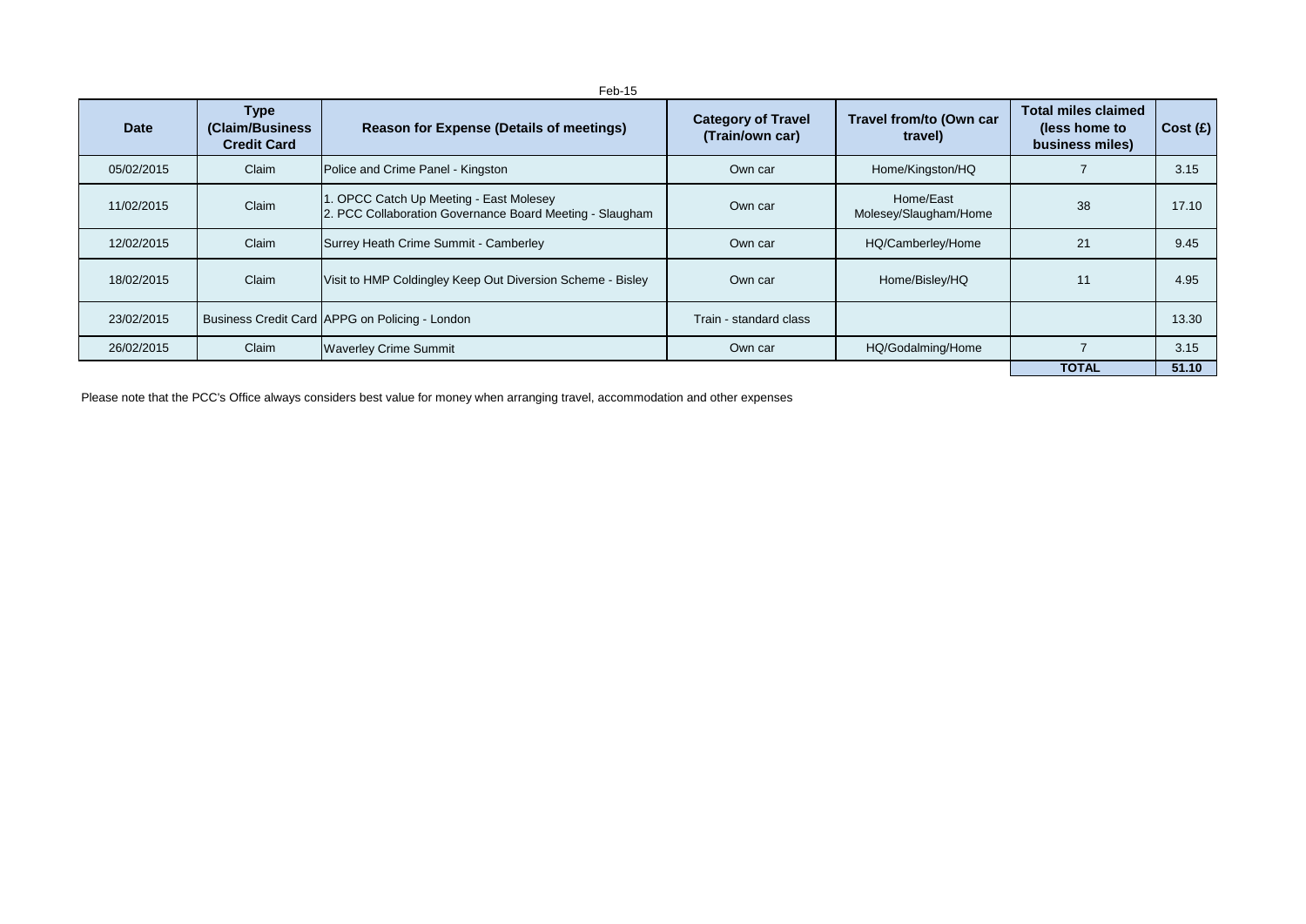Feb-15

| Date | Type (Claim/Business Credit Card | Reason for Expense (Details of meetings) | Category of Travel (Train/own car) | Travel from/to (Own car travel) | Total miles claimed (less home to business miles) | Cost (£) |
|---|---|---|---|---|---|---|
| 05/02/2015 | Claim | Police and Crime Panel - Kingston | Own car | Home/Kingston/HQ | 7 | 3.15 |
| 11/02/2015 | Claim | 1. OPCC Catch Up Meeting - East Molesey<br>2. PCC Collaboration Governance Board Meeting - Slaugham | Own car | Home/East Molesey/Slaugham/Home | 38 | 17.10 |
| 12/02/2015 | Claim | Surrey Heath Crime Summit - Camberley | Own car | HQ/Camberley/Home | 21 | 9.45 |
| 18/02/2015 | Claim | Visit to HMP Coldingley Keep Out Diversion Scheme - Bisley | Own car | Home/Bisley/HQ | 11 | 4.95 |
| 23/02/2015 | Business Credit Card | APPG on Policing - London | Train - standard class | | | 13.30 |
| 26/02/2015 | Claim | Waverley Crime Summit | Own car | HQ/Godalming/Home | 7 | 3.15 |
| | | | | | **TOTAL** | **51.10** |

Please note that the PCC's Office always considers best value for money when arranging travel, accommodation and other expenses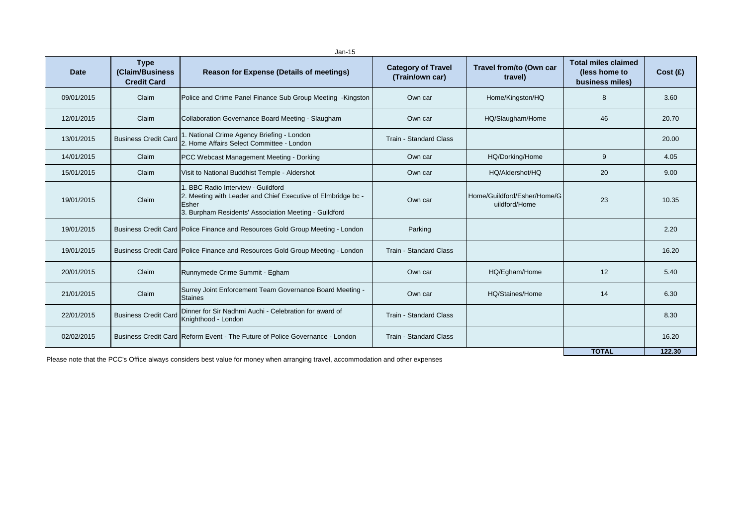Jan-15

| Date | Type (Claim/Business Credit Card | Reason for Expense (Details of meetings) | Category of Travel (Train/own car) | Travel from/to (Own car travel) | Total miles claimed (less home to business miles) | Cost (£) |
|---|---|---|---|---|---|---|
| 09/01/2015 | Claim | Police and Crime Panel Finance Sub Group Meeting -Kingston | Own car | Home/Kingston/HQ | 8 | 3.60 |
| 12/01/2015 | Claim | Collaboration Governance Board Meeting - Slaugham | Own car | HQ/Slaugham/Home | 46 | 20.70 |
| 13/01/2015 | Business Credit Card | 1. National Crime Agency Briefing - London<br>2. Home Affairs Select Committee - London | Train - Standard Class | | | 20.00 |
| 14/01/2015 | Claim | PCC Webcast Management Meeting - Dorking | Own car | HQ/Dorking/Home | 9 | 4.05 |
| 15/01/2015 | Claim | Visit to National Buddhist Temple - Aldershot | Own car | HQ/Aldershot/HQ | 20 | 9.00 |
| 19/01/2015 | Claim | 1. BBC Radio Interview - Guildford<br>2. Meeting with Leader and Chief Executive of Elmbridge bc - Esher<br>3. Burpham Residents' Association Meeting - Guildford | Own car | Home/Guildford/Esher/Home/Guildford/Home | 23 | 10.35 |
| 19/01/2015 | Business Credit Card | Police Finance and Resources Gold Group Meeting - London | Parking | | | 2.20 |
| 19/01/2015 | Business Credit Card | Police Finance and Resources Gold Group Meeting - London | Train - Standard Class | | | 16.20 |
| 20/01/2015 | Claim | Runnymede Crime Summit - Egham | Own car | HQ/Egham/Home | 12 | 5.40 |
| 21/01/2015 | Claim | Surrey Joint Enforcement Team Governance Board Meeting - Staines | Own car | HQ/Staines/Home | 14 | 6.30 |
| 22/01/2015 | Business Credit Card | Dinner for Sir Nadhmi Auchi - Celebration for award of Knighthood - London | Train - Standard Class | | | 8.30 |
| 02/02/2015 | Business Credit Card | Reform Event - The Future of Police Governance - London | Train - Standard Class | | | 16.20 |
| | | | | | **TOTAL** | **122.30** |

Please note that the PCC's Office always considers best value for money when arranging travel, accommodation and other expenses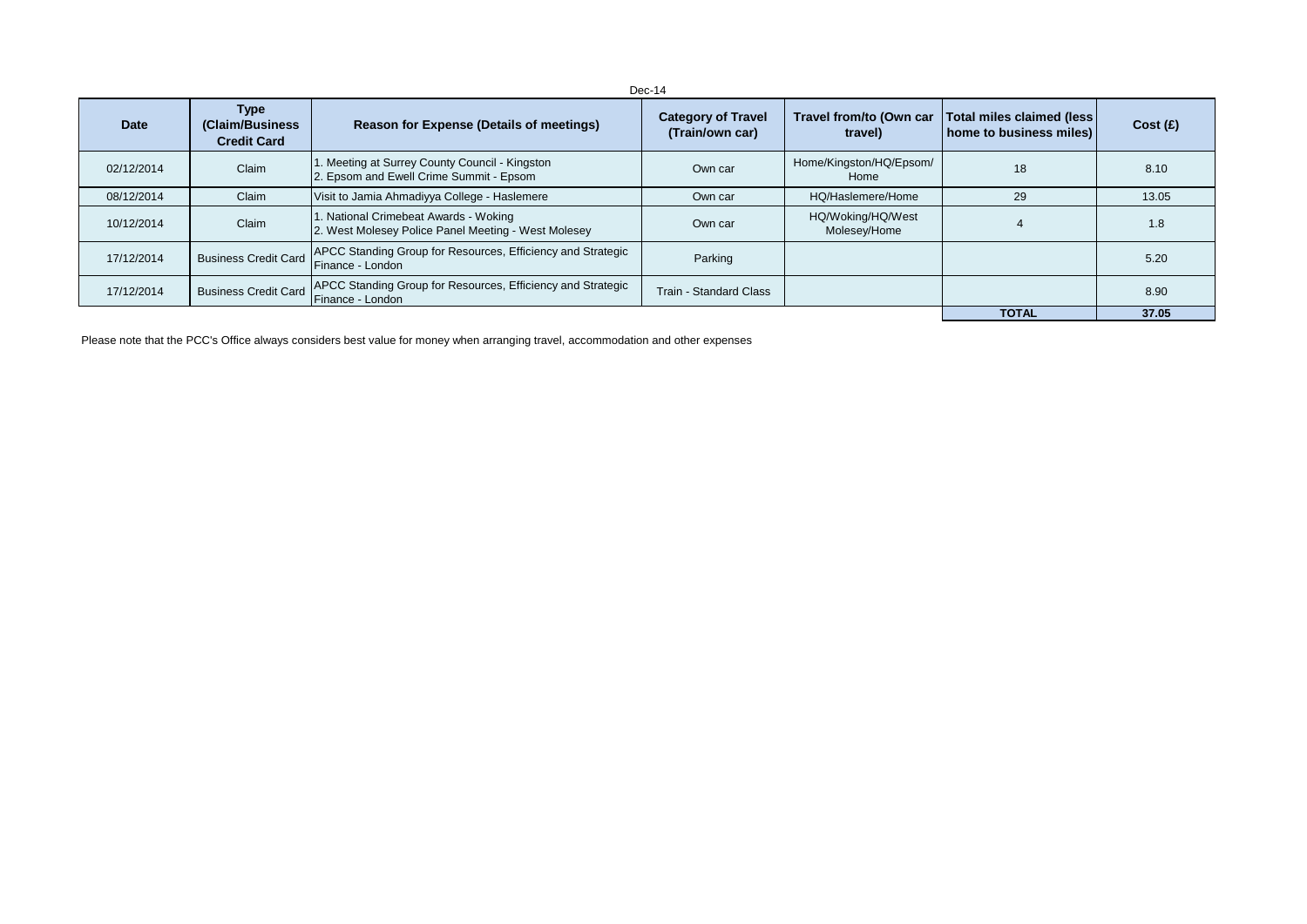Dec-14

| Date | Type (Claim/Business Credit Card | Reason for Expense (Details of meetings) | Category of Travel (Train/own car) | Travel from/to (Own car travel) | Total miles claimed (less home to business miles) | Cost (£) |
|---|---|---|---|---|---|---|
| 02/12/2014 | Claim | 1. Meeting at Surrey County Council - Kingston<br>2. Epsom and Ewell Crime Summit - Epsom | Own car | Home/Kingston/HQ/Epsom/Home | 18 | 8.10 |
| 08/12/2014 | Claim | Visit to Jamia Ahmadiyya College - Haslemere | Own car | HQ/Haslemere/Home | 29 | 13.05 |
| 10/12/2014 | Claim | 1. National Crimebeat Awards - Woking<br>2. West Molesey Police Panel Meeting - West Molesey | Own car | HQ/Woking/HQ/West Molesey/Home | 4 | 1.8 |
| 17/12/2014 | Business Credit Card | APCC Standing Group for Resources, Efficiency and Strategic Finance - London | Parking | | | 5.20 |
| 17/12/2014 | Business Credit Card | APCC Standing Group for Resources, Efficiency and Strategic Finance - London | Train - Standard Class | | | 8.90 |
| | | | | | TOTAL | 37.05 |

Please note that the PCC's Office always considers best value for money when arranging travel, accommodation and other expenses